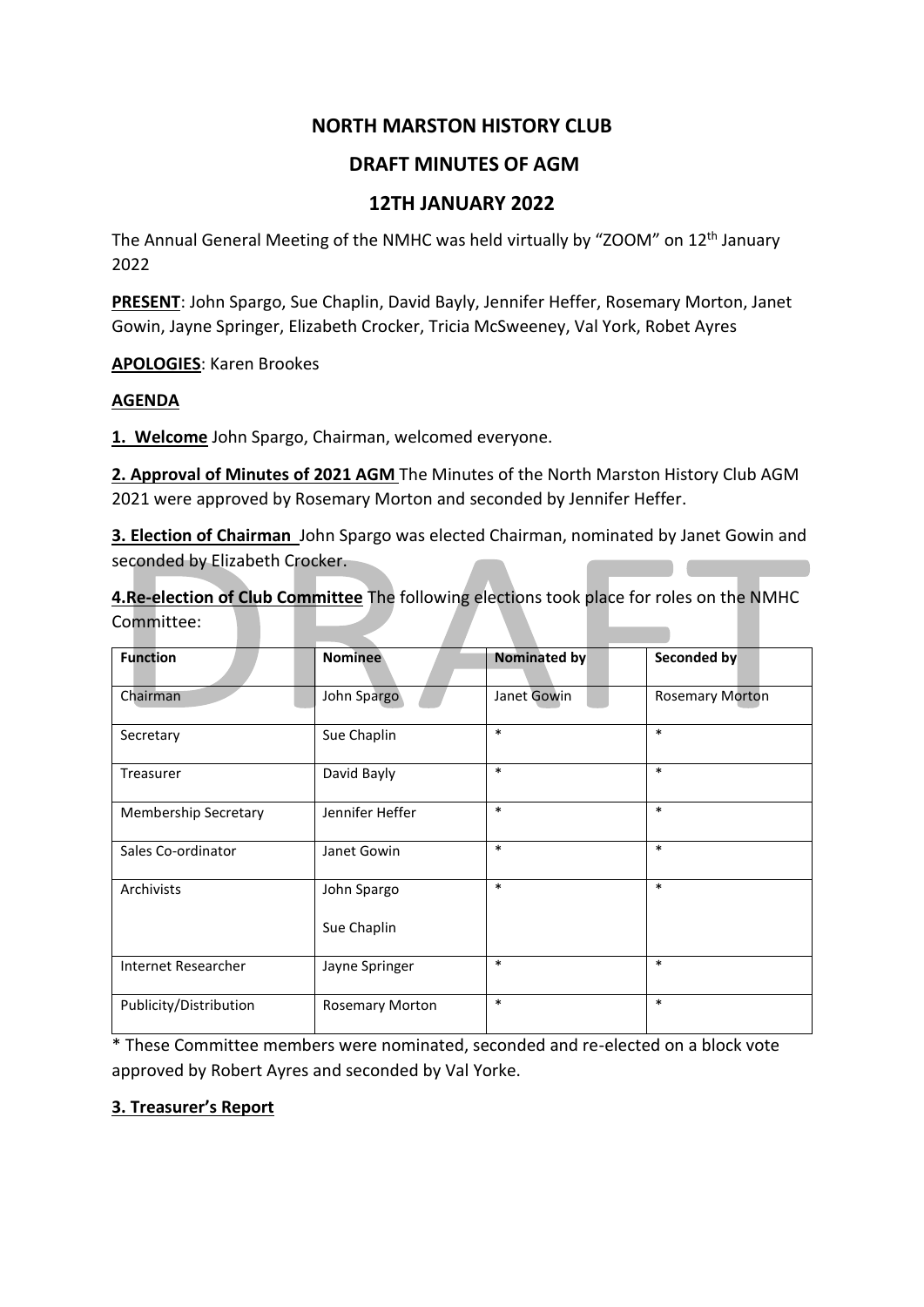# NORTH MARSTON HISTORY CLUB

## DRAFT MINUTES OF AGM

## 12TH JANUARY 2022

The Annual General Meeting of the NMHC was held virtually by "ZOOM" on 12th January 2022

**PRESENT**: John Spargo, Sue Chaplin, David Bayly, Jennifer Heffer, Rosemary Morton, Janet Gowin, Jayne Springer, Elizabeth Crocker, Tricia McSweeney, Val York, Robet Ayres

**APOLOGIES**: Karen Brookes

**AGENDA**

**1. Welcome** John Spargo, Chairman, welcomed everyone.

**2. Approval of Minutes of 2021 AGM** The Minutes of the North Marston History Club AGM 2021 were approved by Rosemary Morton and seconded by Jennifer Heffer.

**3. Election of Chairman** John Spargo was elected Chairman, nominated by Janet Gowin and seconded by Elizabeth Crocker.

**4.Re-election of Club Committee** The following elections took place for roles on the NMHC Committee:

| Function | Nominee | Nominated by | Seconded by |
|---|---|---|---|
| Chairman | John Spargo | Janet Gowin | Rosemary Morton |
| Secretary | Sue Chaplin | * | * |
| Treasurer | David Bayly | * | * |
| Membership Secretary | Jennifer Heffer | * | * |
| Sales Co-ordinator | Janet Gowin | * | * |
| Archivists | John Spargo<br>Sue Chaplin | * | * |
| Internet Researcher | Jayne Springer | * | * |
| Publicity/Distribution | Rosemary Morton | * | * |

* These Committee members were nominated, seconded and re-elected on a block vote approved by Robert Ayres and seconded by Val Yorke.

**3. Treasurer's Report**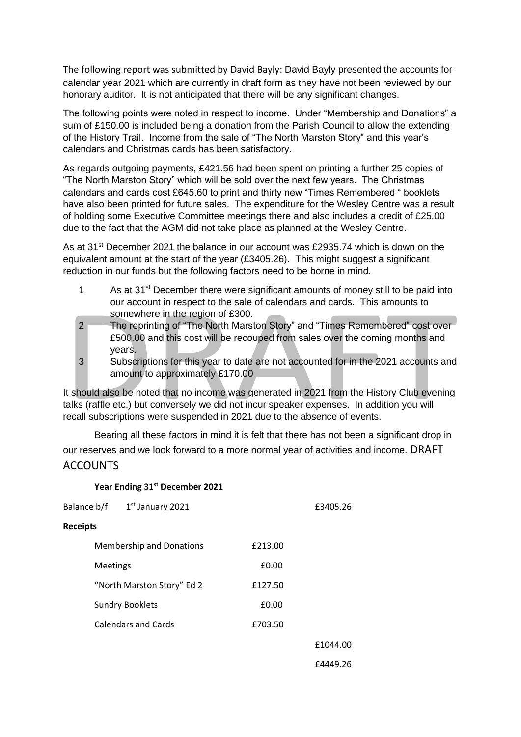The following report was submitted by David Bayly: David Bayly presented the accounts for calendar year 2021 which are currently in draft form as they have not been reviewed by our honorary auditor. It is not anticipated that there will be any significant changes.

The following points were noted in respect to income. Under "Membership and Donations" a sum of £150.00 is included being a donation from the Parish Council to allow the extending of the History Trail. Income from the sale of "The North Marston Story" and this year's calendars and Christmas cards has been satisfactory.

As regards outgoing payments, £421.56 had been spent on printing a further 25 copies of "The North Marston Story" which will be sold over the next few years. The Christmas calendars and cards cost £645.60 to print and thirty new "Times Remembered " booklets have also been printed for future sales. The expenditure for the Wesley Centre was a result of holding some Executive Committee meetings there and also includes a credit of £25.00 due to the fact that the AGM did not take place as planned at the Wesley Centre.

As at 31st December 2021 the balance in our account was £2935.74 which is down on the equivalent amount at the start of the year (£3405.26). This might suggest a significant reduction in our funds but the following factors need to be borne in mind.

1. As at 31st December there were significant amounts of money still to be paid into our account in respect to the sale of calendars and cards. This amounts to somewhere in the region of £300.
2. The reprinting of "The North Marston Story" and "Times Remembered" cost over £500.00 and this cost will be recouped from sales over the coming months and years.
3. Subscriptions for this year to date are not accounted for in the 2021 accounts and amount to approximately £170.00

It should also be noted that no income was generated in 2021 from the History Club evening talks (raffle etc.) but conversely we did not incur speaker expenses. In addition you will recall subscriptions were suspended in 2021 due to the absence of events.

Bearing all these factors in mind it is felt that there has not been a significant drop in our reserves and we look forward to a more normal year of activities and income. DRAFT ACCOUNTS

**Year Ending 31st December 2021**

| | | |
|---|---|---|
| Balance b/f 1st January 2021 | | £3405.26 |
| **Receipts** | | |
| Membership and Donations | £213.00 | |
| Meetings | £0.00 | |
| "North Marston Story" Ed 2 | £127.50 | |
| Sundry Booklets | £0.00 | |
| Calendars and Cards | £703.50 | |
| | | £1044.00 |
| | | £4449.26 |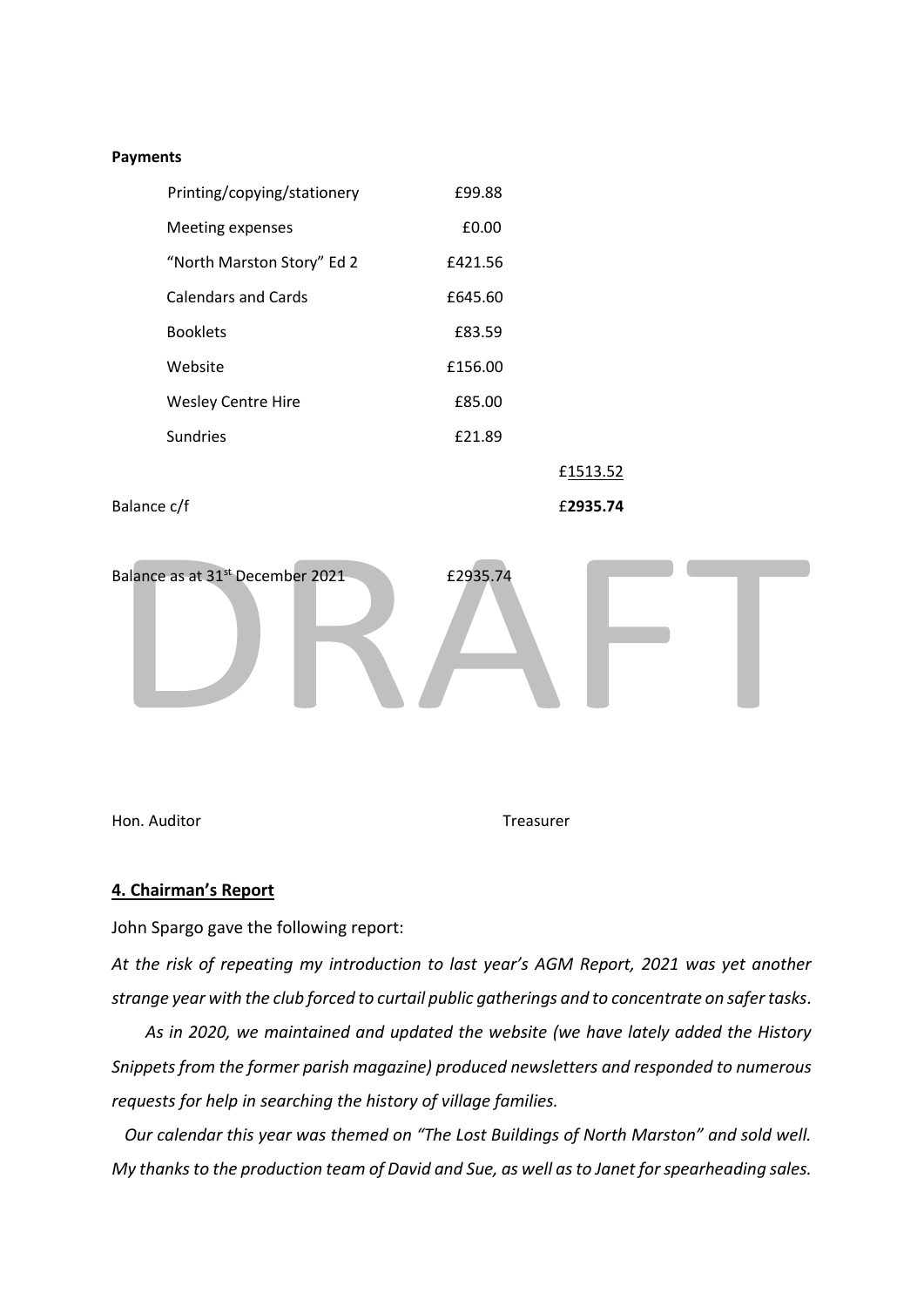**Payments**

| | | |
|---|---|---|
| Printing/copying/stationery | £99.88 | |
| Meeting expenses | £0.00 | |
| "North Marston Story" Ed 2 | £421.56 | |
| Calendars and Cards | £645.60 | |
| Booklets | £83.59 | |
| Website | £156.00 | |
| Wesley Centre Hire | £85.00 | |
| Sundries | £21.89 | |
| | | £1513.52 |
| Balance c/f | | £**2935.74** |

Balance as at 31st December 2021 £2935.74

DRAFT

Hon. Auditor Treasurer

## 4. Chairman's Report

John Spargo gave the following report:

*At the risk of repeating my introduction to last year's AGM Report, 2021 was yet another strange year with the club forced to curtail public gatherings and to concentrate on safer tasks.*

*As in 2020, we maintained and updated the website (we have lately added the History Snippets from the former parish magazine) produced newsletters and responded to numerous requests for help in searching the history of village families.*

*Our calendar this year was themed on "The Lost Buildings of North Marston" and sold well. My thanks to the production team of David and Sue, as well as to Janet for spearheading sales.*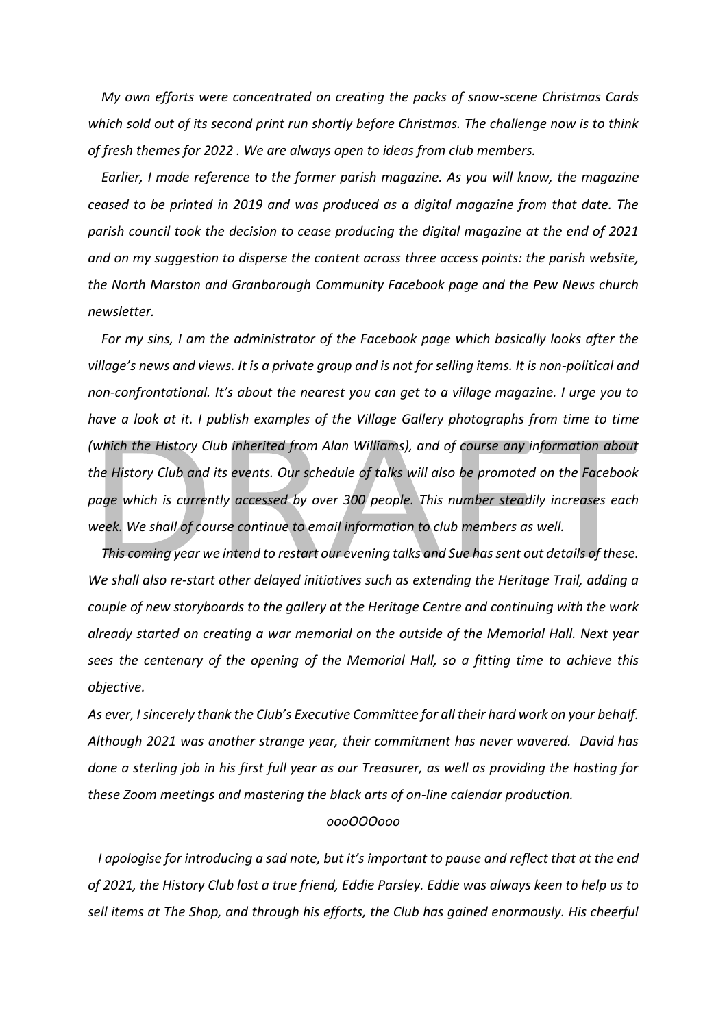*My own efforts were concentrated on creating the packs of snow-scene Christmas Cards which sold out of its second print run shortly before Christmas. The challenge now is to think of fresh themes for 2022 . We are always open to ideas from club members.*

*Earlier, I made reference to the former parish magazine. As you will know, the magazine ceased to be printed in 2019 and was produced as a digital magazine from that date. The parish council took the decision to cease producing the digital magazine at the end of 2021 and on my suggestion to disperse the content across three access points: the parish website, the North Marston and Granborough Community Facebook page and the Pew News church newsletter.*

*For my sins, I am the administrator of the Facebook page which basically looks after the village's news and views. It is a private group and is not for selling items. It is non-political and non-confrontational. It's about the nearest you can get to a village magazine. I urge you to have a look at it. I publish examples of the Village Gallery photographs from time to time (which the History Club inherited from Alan Williams), and of course any information about the History Club and its events. Our schedule of talks will also be promoted on the Facebook page which is currently accessed by over 300 people. This number steadily increases each week. We shall of course continue to email information to club members as well.*

*This coming year we intend to restart our evening talks and Sue has sent out details of these. We shall also re-start other delayed initiatives such as extending the Heritage Trail, adding a couple of new storyboards to the gallery at the Heritage Centre and continuing with the work already started on creating a war memorial on the outside of the Memorial Hall. Next year sees the centenary of the opening of the Memorial Hall, so a fitting time to achieve this objective.*

*As ever, I sincerely thank the Club's Executive Committee for all their hard work on your behalf. Although 2021 was another strange year, their commitment has never wavered. David has done a sterling job in his first full year as our Treasurer, as well as providing the hosting for these Zoom meetings and mastering the black arts of on-line calendar production.*

*oooOOOooo*

*I apologise for introducing a sad note, but it's important to pause and reflect that at the end of 2021, the History Club lost a true friend, Eddie Parsley. Eddie was always keen to help us to sell items at The Shop, and through his efforts, the Club has gained enormously. His cheerful*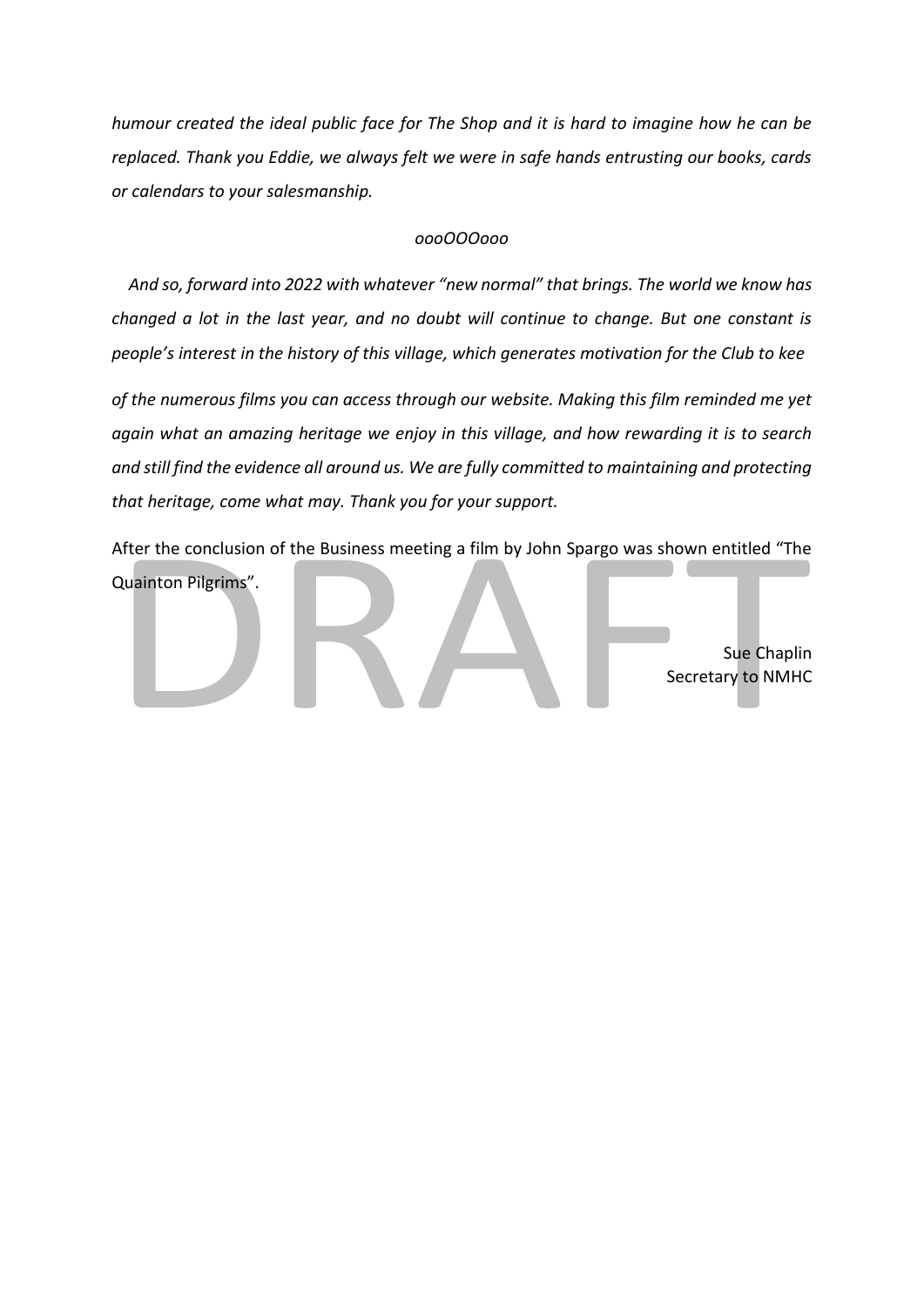*humour created the ideal public face for The Shop and it is hard to imagine how he can be replaced. Thank you Eddie, we always felt we were in safe hands entrusting our books, cards or calendars to your salesmanship.*

*oooOOOooo*

*And so, forward into 2022 with whatever "new normal" that brings. The world we know has changed a lot in the last year, and no doubt will continue to change. But one constant is people's interest in the history of this village, which generates motivation for the Club to kee*

*of the numerous films you can access through our website. Making this film reminded me yet again what an amazing heritage we enjoy in this village, and how rewarding it is to search and still find the evidence all around us. We are fully committed to maintaining and protecting that heritage, come what may. Thank you for your support.*

After the conclusion of the Business meeting a film by John Spargo was shown entitled "The Quainton Pilgrims".

DRAFT

Sue Chaplin
Secretary to NMHC